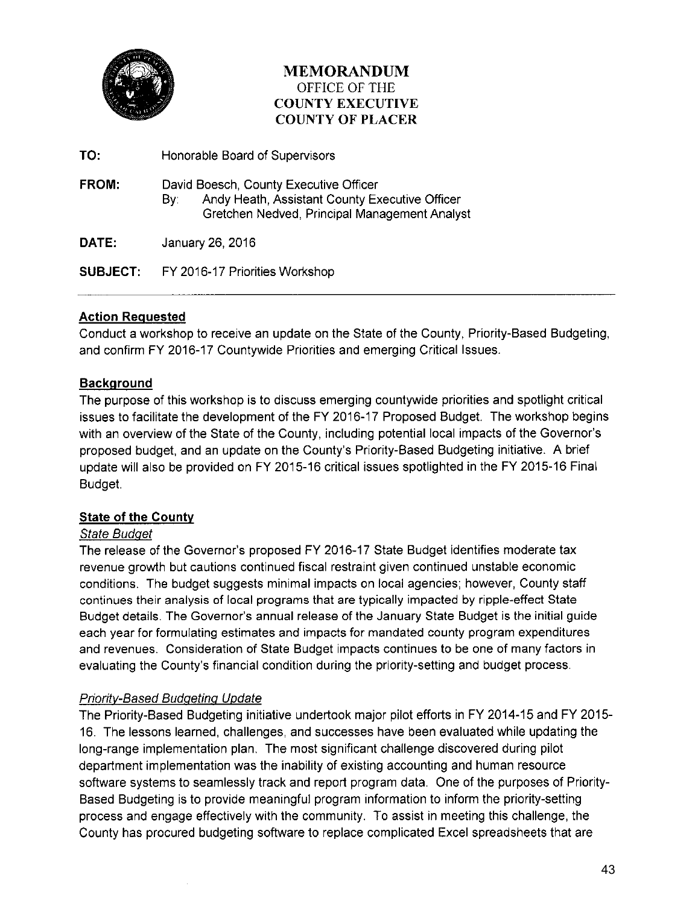# MEMORANDUM
OFFICE OF THE
**COUNTY EXECUTIVE**
**COUNTY OF PLACER**

**TO:** Honorable Board of Supervisors

**FROM:** David Boesch, County Executive Officer
By: Andy Heath, Assistant County Executive Officer
Gretchen Nedved, Principal Management Analyst

**DATE:** January 26, 2016

**SUBJECT:** FY 2016-17 Priorities Workshop

---

## Action Requested

Conduct a workshop to receive an update on the State of the County, Priority-Based Budgeting, and confirm FY 2016-17 Countywide Priorities and emerging Critical Issues.

## Background

The purpose of this workshop is to discuss emerging countywide priorities and spotlight critical issues to facilitate the development of the FY 2016-17 Proposed Budget. The workshop begins with an overview of the State of the County, including potential local impacts of the Governor's proposed budget, and an update on the County's Priority-Based Budgeting initiative. A brief update will also be provided on FY 2015-16 critical issues spotlighted in the FY 2015-16 Final Budget.

## State of the County

### *State Budget*

The release of the Governor's proposed FY 2016-17 State Budget identifies moderate tax revenue growth but cautions continued fiscal restraint given continued unstable economic conditions. The budget suggests minimal impacts on local agencies; however, County staff continues their analysis of local programs that are typically impacted by ripple-effect State Budget details. The Governor's annual release of the January State Budget is the initial guide each year for formulating estimates and impacts for mandated county program expenditures and revenues. Consideration of State Budget impacts continues to be one of many factors in evaluating the County's financial condition during the priority-setting and budget process.

### *Priority-Based Budgeting Update*

The Priority-Based Budgeting initiative undertook major pilot efforts in FY 2014-15 and FY 2015-16. The lessons learned, challenges, and successes have been evaluated while updating the long-range implementation plan. The most significant challenge discovered during pilot department implementation was the inability of existing accounting and human resource software systems to seamlessly track and report program data. One of the purposes of Priority-Based Budgeting is to provide meaningful program information to inform the priority-setting process and engage effectively with the community. To assist in meeting this challenge, the County has procured budgeting software to replace complicated Excel spreadsheets that are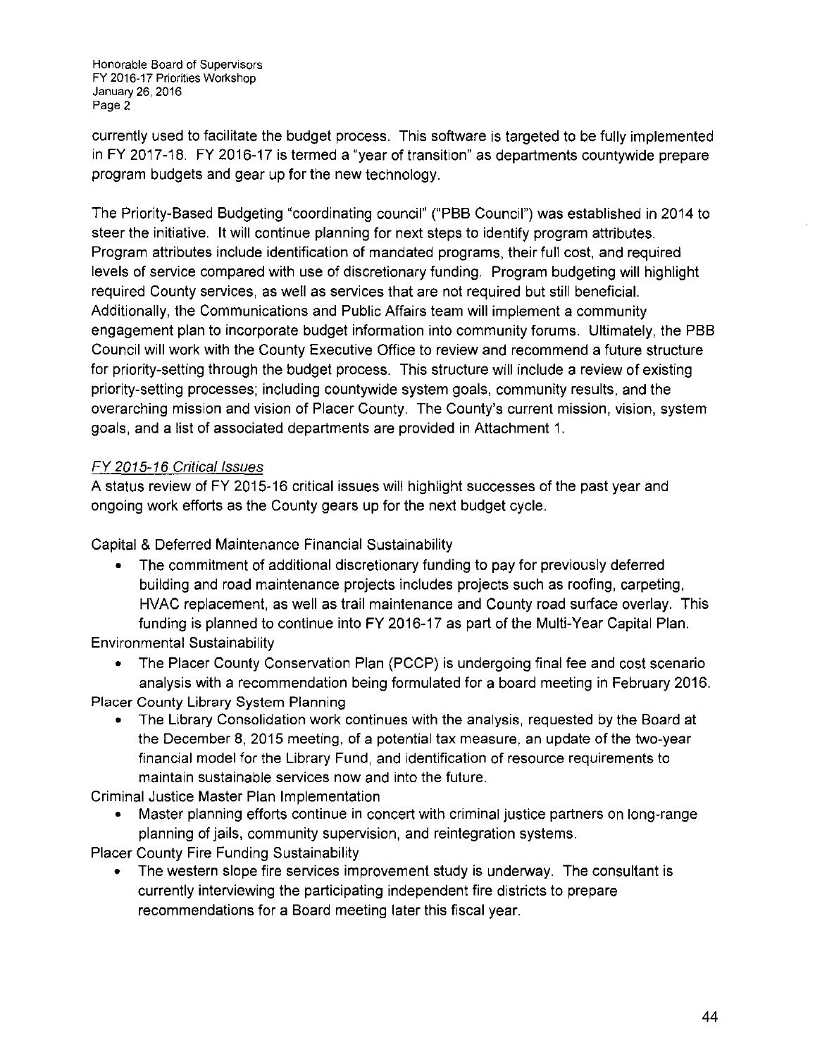currently used to facilitate the budget process. This software is targeted to be fully implemented in FY 2017-18. FY 2016-17 is termed a "year of transition" as departments countywide prepare program budgets and gear up for the new technology.

The Priority-Based Budgeting "coordinating council" ("PBB Council") was established in 2014 to steer the initiative. It will continue planning for next steps to identify program attributes. Program attributes include identification of mandated programs, their full cost, and required levels of service compared with use of discretionary funding. Program budgeting will highlight required County services, as well as services that are not required but still beneficial. Additionally, the Communications and Public Affairs team will implement a community engagement plan to incorporate budget information into community forums. Ultimately, the PBB Council will work with the County Executive Office to review and recommend a future structure for priority-setting through the budget process. This structure will include a review of existing priority-setting processes; including countywide system goals, community results, and the overarching mission and vision of Placer County. The County's current mission, vision, system goals, and a list of associated departments are provided in Attachment 1.

*FY 2015-16 Critical Issues*

A status review of FY 2015-16 critical issues will highlight successes of the past year and ongoing work efforts as the County gears up for the next budget cycle.

Capital & Deferred Maintenance Financial Sustainability

- The commitment of additional discretionary funding to pay for previously deferred building and road maintenance projects includes projects such as roofing, carpeting, HVAC replacement, as well as trail maintenance and County road surface overlay. This funding is planned to continue into FY 2016-17 as part of the Multi-Year Capital Plan.

Environmental Sustainability

- The Placer County Conservation Plan (PCCP) is undergoing final fee and cost scenario analysis with a recommendation being formulated for a board meeting in February 2016.

Placer County Library System Planning

- The Library Consolidation work continues with the analysis, requested by the Board at the December 8, 2015 meeting, of a potential tax measure, an update of the two-year financial model for the Library Fund, and identification of resource requirements to maintain sustainable services now and into the future.

Criminal Justice Master Plan Implementation

- Master planning efforts continue in concert with criminal justice partners on long-range planning of jails, community supervision, and reintegration systems.

Placer County Fire Funding Sustainability

- The western slope fire services improvement study is underway. The consultant is currently interviewing the participating independent fire districts to prepare recommendations for a Board meeting later this fiscal year.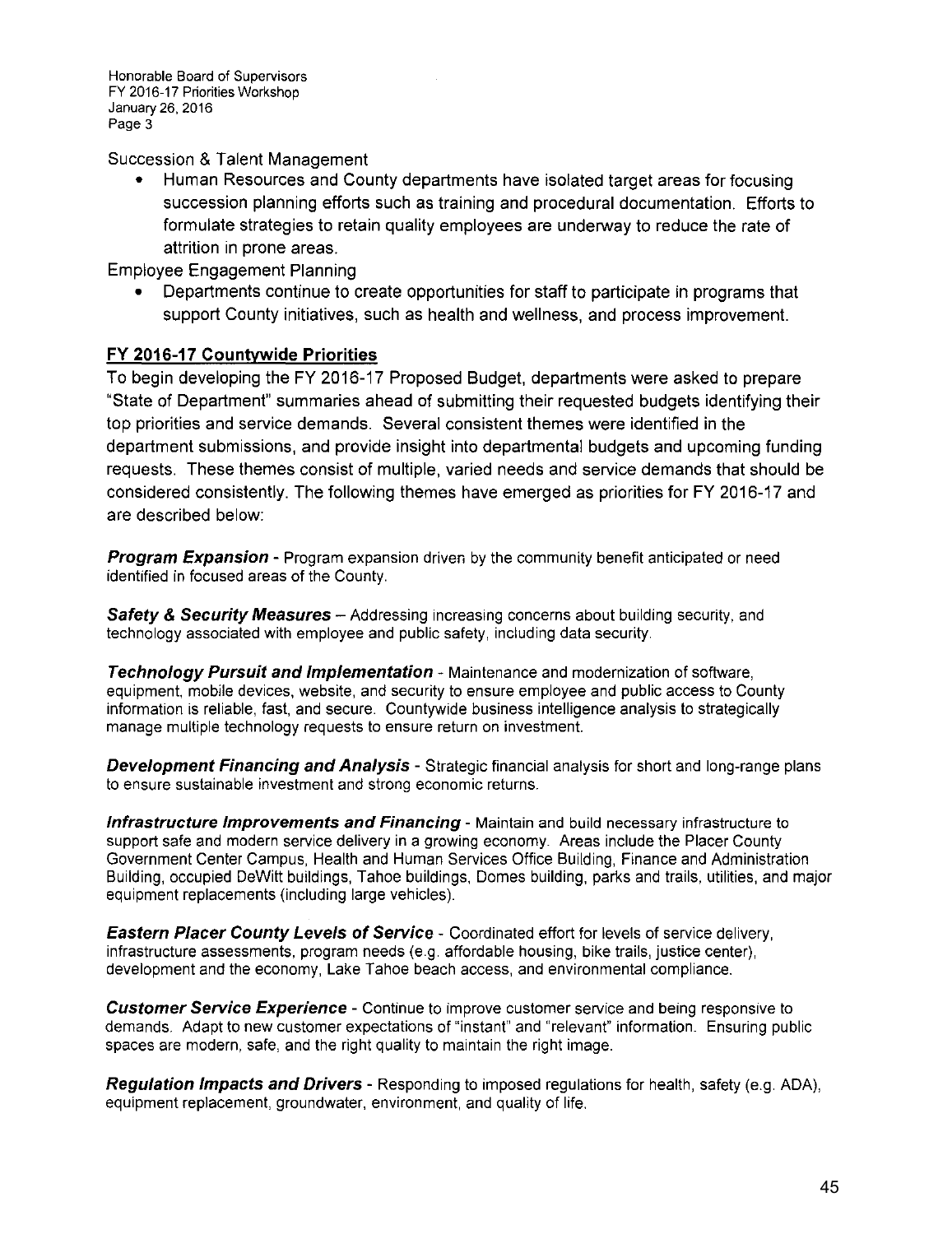Succession & Talent Management

- Human Resources and County departments have isolated target areas for focusing succession planning efforts such as training and procedural documentation. Efforts to formulate strategies to retain quality employees are underway to reduce the rate of attrition in prone areas.

Employee Engagement Planning

- Departments continue to create opportunities for staff to participate in programs that support County initiatives, such as health and wellness, and process improvement.

## FY 2016-17 Countywide Priorities

To begin developing the FY 2016-17 Proposed Budget, departments were asked to prepare "State of Department" summaries ahead of submitting their requested budgets identifying their top priorities and service demands. Several consistent themes were identified in the department submissions, and provide insight into departmental budgets and upcoming funding requests. These themes consist of multiple, varied needs and service demands that should be considered consistently. The following themes have emerged as priorities for FY 2016-17 and are described below:

***Program Expansion*** - Program expansion driven by the community benefit anticipated or need identified in focused areas of the County.

***Safety & Security Measures*** – Addressing increasing concerns about building security, and technology associated with employee and public safety, including data security.

***Technology Pursuit and Implementation*** - Maintenance and modernization of software, equipment, mobile devices, website, and security to ensure employee and public access to County information is reliable, fast, and secure. Countywide business intelligence analysis to strategically manage multiple technology requests to ensure return on investment.

***Development Financing and Analysis*** - Strategic financial analysis for short and long-range plans to ensure sustainable investment and strong economic returns.

***Infrastructure Improvements and Financing*** - Maintain and build necessary infrastructure to support safe and modern service delivery in a growing economy. Areas include the Placer County Government Center Campus, Health and Human Services Office Building, Finance and Administration Building, occupied DeWitt buildings, Tahoe buildings, Domes building, parks and trails, utilities, and major equipment replacements (including large vehicles).

***Eastern Placer County Levels of Service*** - Coordinated effort for levels of service delivery, infrastructure assessments, program needs (e.g. affordable housing, bike trails, justice center), development and the economy, Lake Tahoe beach access, and environmental compliance.

***Customer Service Experience*** - Continue to improve customer service and being responsive to demands. Adapt to new customer expectations of "instant" and "relevant" information. Ensuring public spaces are modern, safe, and the right quality to maintain the right image.

***Regulation Impacts and Drivers*** - Responding to imposed regulations for health, safety (e.g. ADA), equipment replacement, groundwater, environment, and quality of life.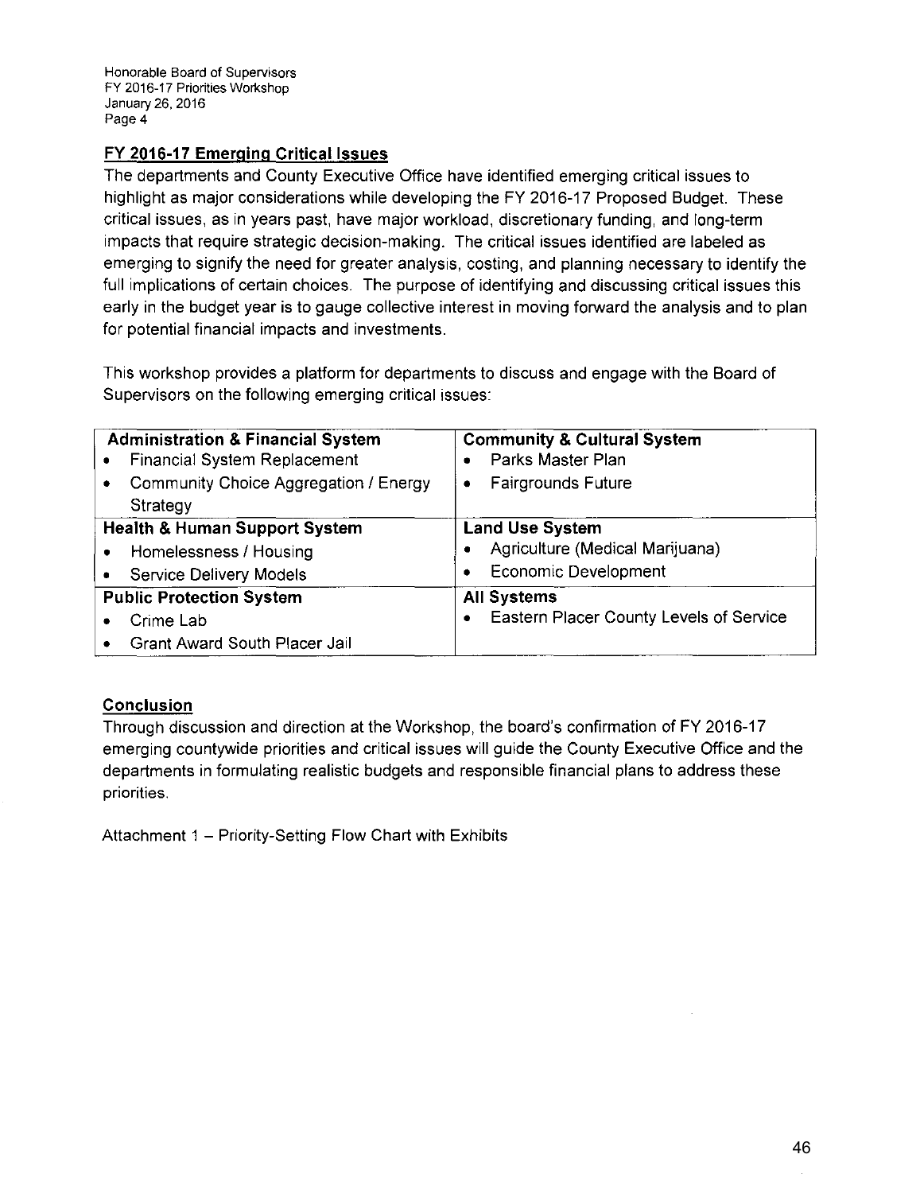## FY 2016-17 Emerging Critical Issues

The departments and County Executive Office have identified emerging critical issues to highlight as major considerations while developing the FY 2016-17 Proposed Budget. These critical issues, as in years past, have major workload, discretionary funding, and long-term impacts that require strategic decision-making. The critical issues identified are labeled as emerging to signify the need for greater analysis, costing, and planning necessary to identify the full implications of certain choices. The purpose of identifying and discussing critical issues this early in the budget year is to gauge collective interest in moving forward the analysis and to plan for potential financial impacts and investments.

This workshop provides a platform for departments to discuss and engage with the Board of Supervisors on the following emerging critical issues:

| **Administration & Financial System** | **Community & Cultural System** |
|---|---|
| • Financial System Replacement<br>• Community Choice Aggregation / Energy Strategy | • Parks Master Plan<br>• Fairgrounds Future |
| **Health & Human Support System** | **Land Use System** |
| • Homelessness / Housing<br>• Service Delivery Models | • Agriculture (Medical Marijuana)<br>• Economic Development |
| **Public Protection System** | **All Systems** |
| • Crime Lab<br>• Grant Award South Placer Jail | • Eastern Placer County Levels of Service |

## Conclusion

Through discussion and direction at the Workshop, the board's confirmation of FY 2016-17 emerging countywide priorities and critical issues will guide the County Executive Office and the departments in formulating realistic budgets and responsible financial plans to address these priorities.

Attachment 1 – Priority-Setting Flow Chart with Exhibits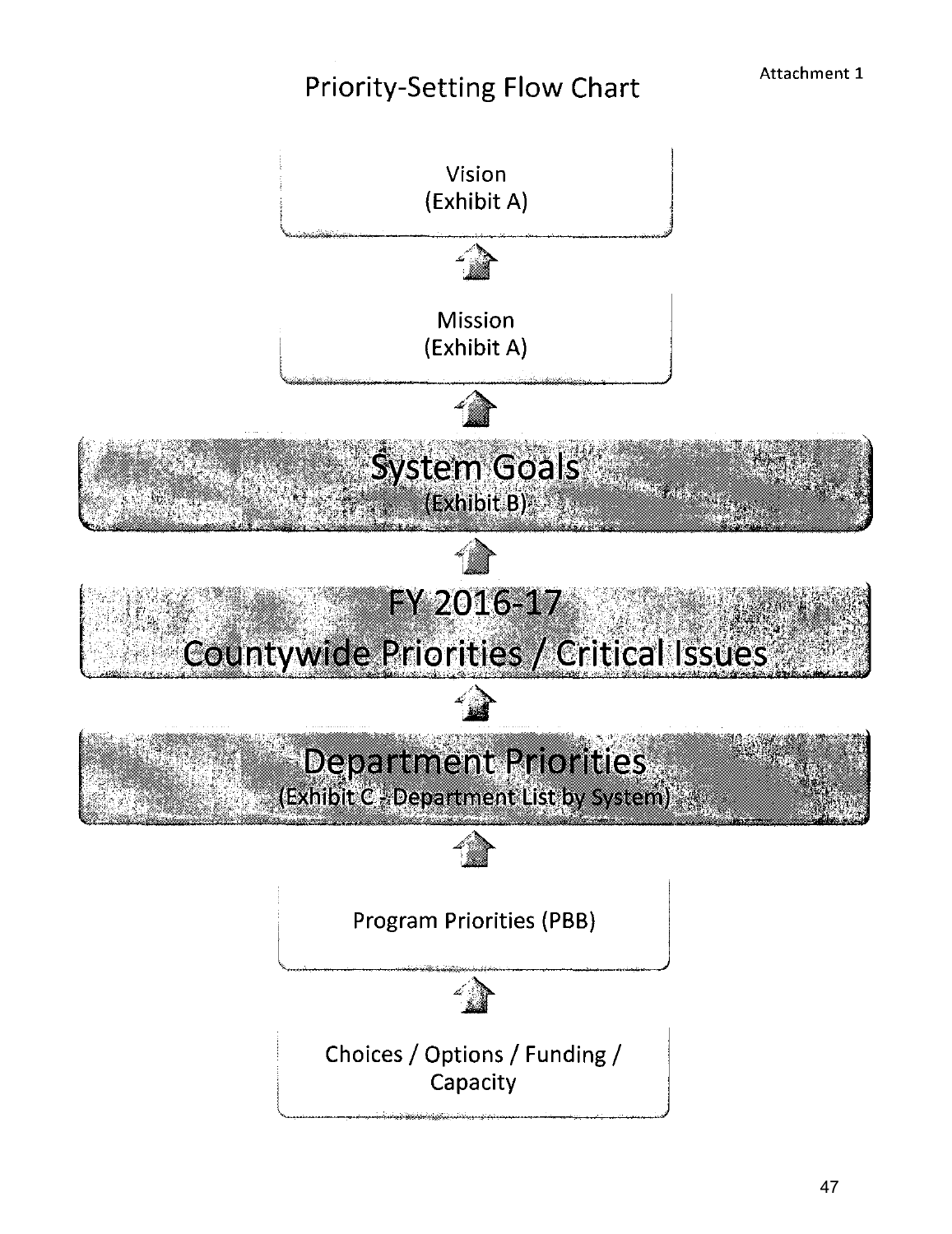Attachment 1

# Priority-Setting Flow Chart

Vision
(Exhibit A)

↑

Mission
(Exhibit A)

↑

**System Goals**
(Exhibit B)

↑

**FY 2016-17**
**Countywide Priorities / Critical Issues**

↑

**Department Priorities**
(Exhibit C - Department List by System)

↑

Program Priorities (PBB)

↑

Choices / Options / Funding / Capacity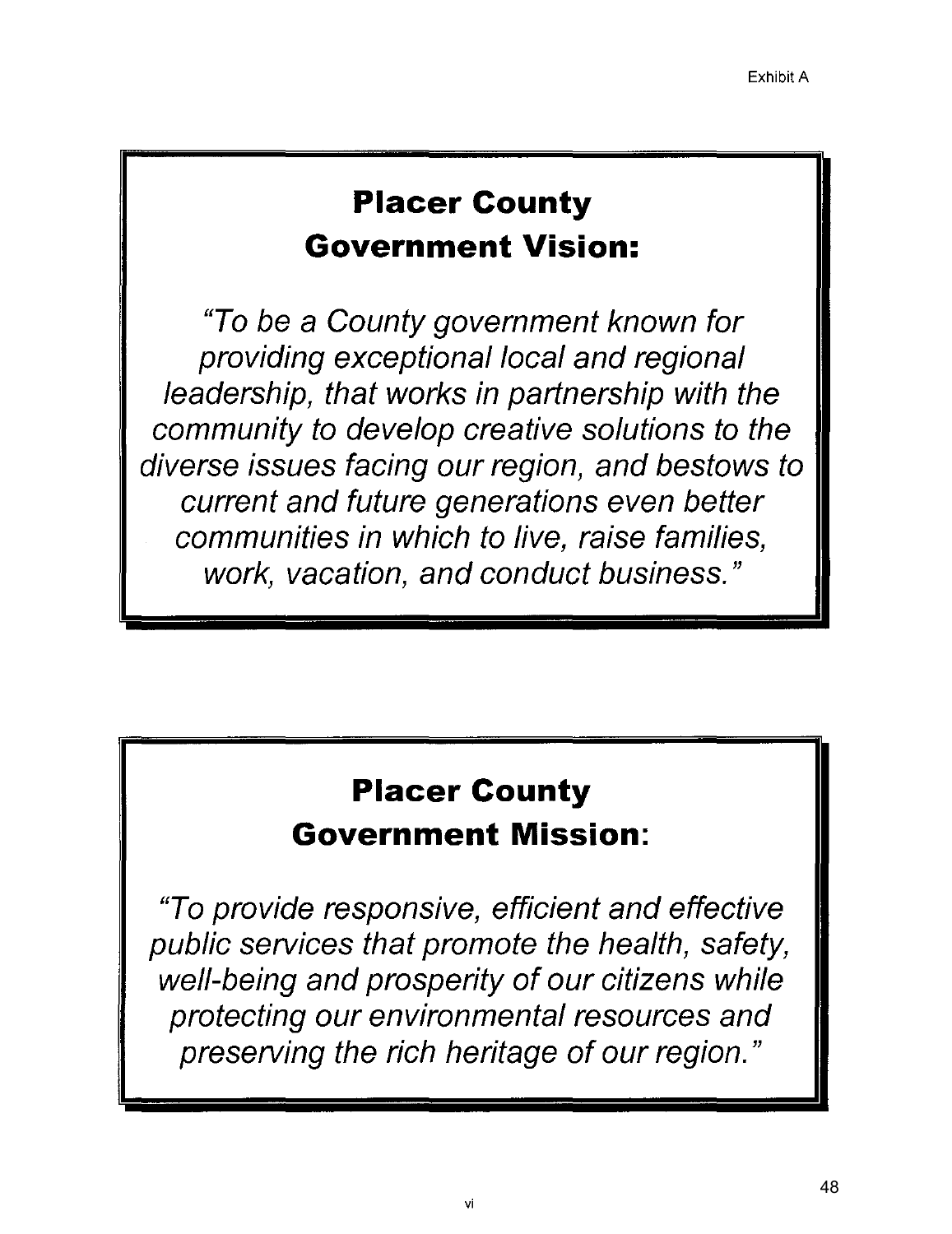Exhibit A

## Placer County Government Vision:

*"To be a County government known for providing exceptional local and regional leadership, that works in partnership with the community to develop creative solutions to the diverse issues facing our region, and bestows to current and future generations even better communities in which to live, raise families, work, vacation, and conduct business."*

## Placer County Government Mission:

*"To provide responsive, efficient and effective public services that promote the health, safety, well-being and prosperity of our citizens while protecting our environmental resources and preserving the rich heritage of our region."*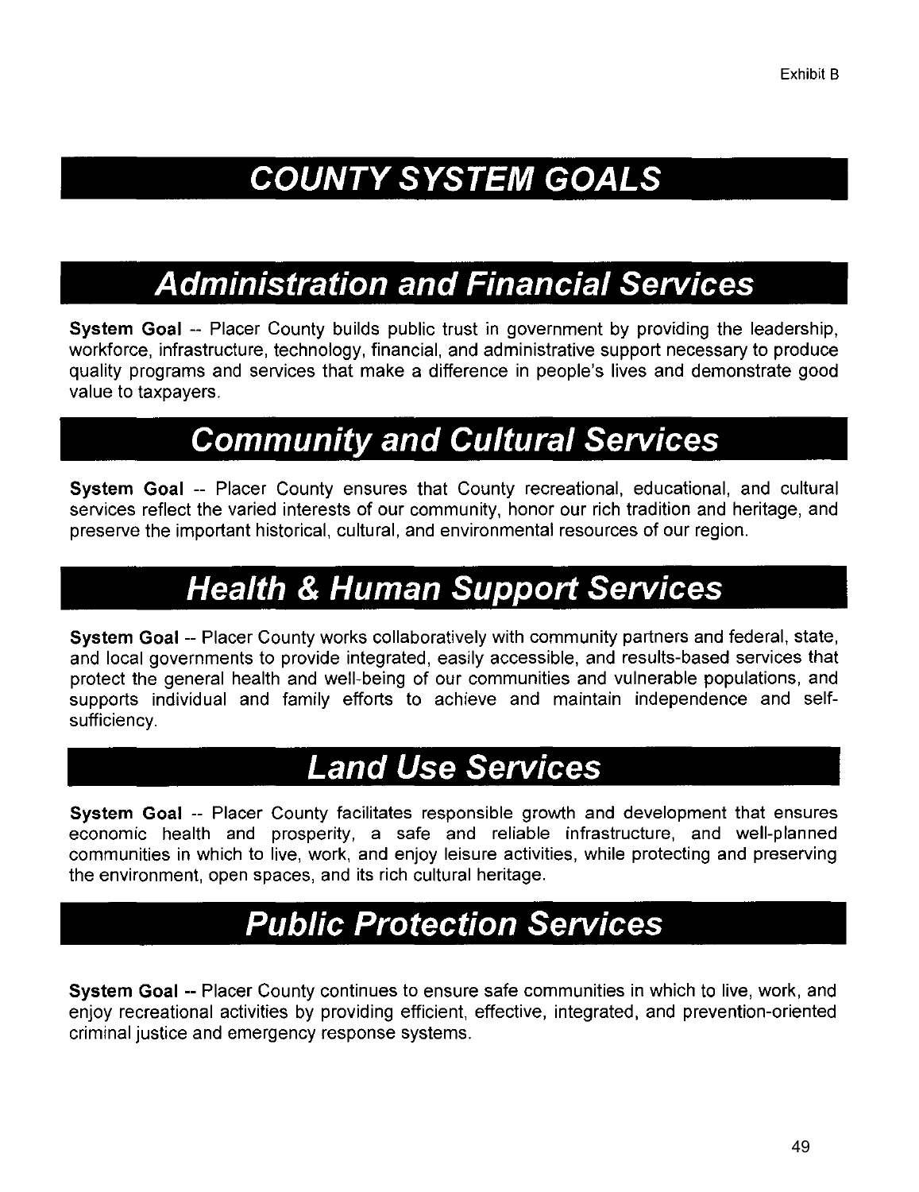Exhibit B

# COUNTY SYSTEM GOALS

## Administration and Financial Services

**System Goal** -- Placer County builds public trust in government by providing the leadership, workforce, infrastructure, technology, financial, and administrative support necessary to produce quality programs and services that make a difference in people's lives and demonstrate good value to taxpayers.

## Community and Cultural Services

**System Goal** -- Placer County ensures that County recreational, educational, and cultural services reflect the varied interests of our community, honor our rich tradition and heritage, and preserve the important historical, cultural, and environmental resources of our region.

## Health & Human Support Services

**System Goal** -- Placer County works collaboratively with community partners and federal, state, and local governments to provide integrated, easily accessible, and results-based services that protect the general health and well-being of our communities and vulnerable populations, and supports individual and family efforts to achieve and maintain independence and self-sufficiency.

## Land Use Services

**System Goal** -- Placer County facilitates responsible growth and development that ensures economic health and prosperity, a safe and reliable infrastructure, and well-planned communities in which to live, work, and enjoy leisure activities, while protecting and preserving the environment, open spaces, and its rich cultural heritage.

## Public Protection Services

**System Goal** -- Placer County continues to ensure safe communities in which to live, work, and enjoy recreational activities by providing efficient, effective, integrated, and prevention-oriented criminal justice and emergency response systems.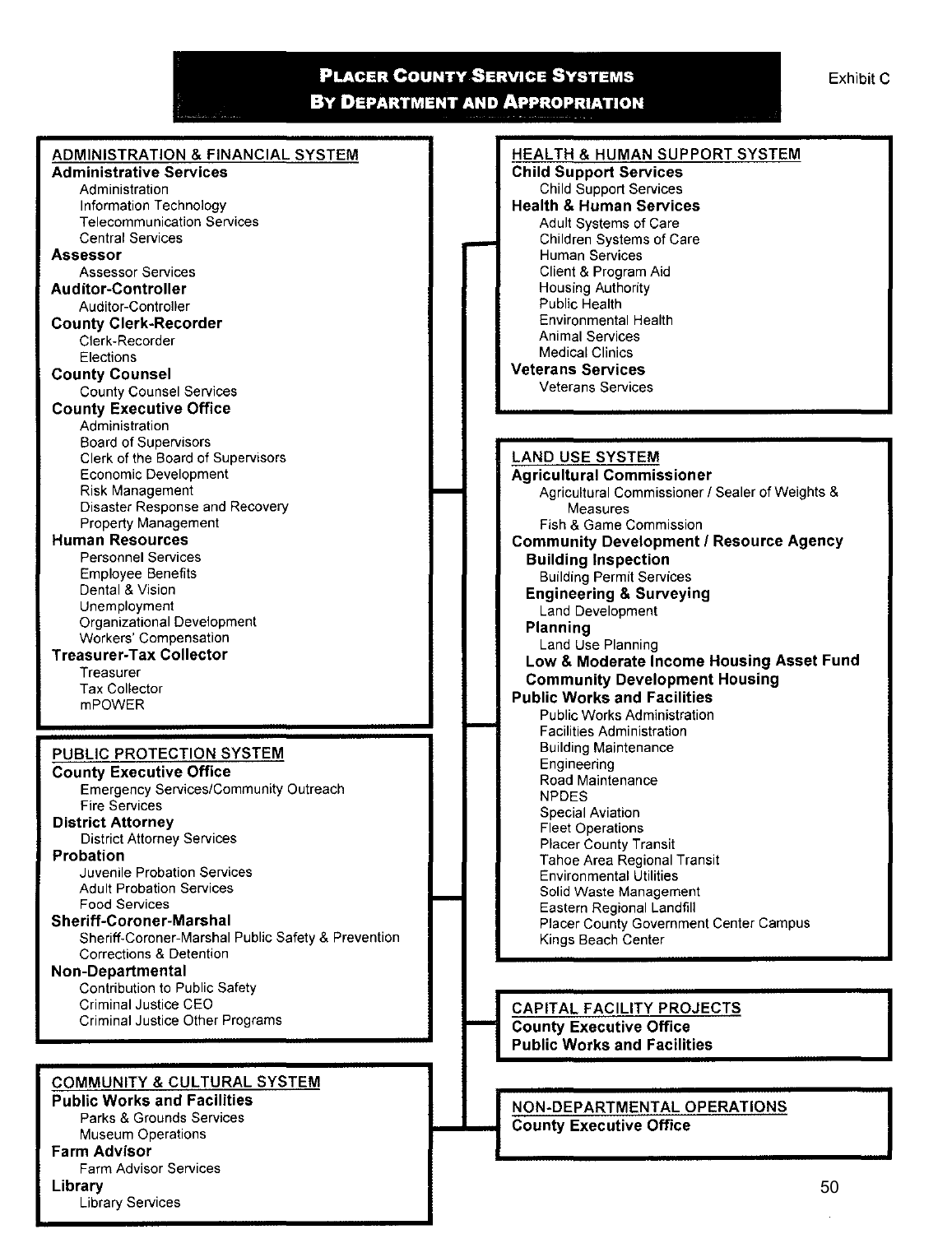# Placer County Service Systems
## By Department and Appropriation

Exhibit C

### ADMINISTRATION & FINANCIAL SYSTEM

**Administrative Services**
- Administration
- Information Technology
- Telecommunication Services
- Central Services

**Assessor**
- Assessor Services

**Auditor-Controller**
- Auditor-Controller

**County Clerk-Recorder**
- Clerk-Recorder
- Elections

**County Counsel**
- County Counsel Services

**County Executive Office**
- Administration
- Board of Supervisors
- Clerk of the Board of Supervisors
- Economic Development
- Risk Management
- Disaster Response and Recovery
- Property Management

**Human Resources**
- Personnel Services
- Employee Benefits
- Dental & Vision
- Unemployment
- Organizational Development
- Workers' Compensation

**Treasurer-Tax Collector**
- Treasurer
- Tax Collector
- mPOWER

### PUBLIC PROTECTION SYSTEM

**County Executive Office**
- Emergency Services/Community Outreach
- Fire Services

**District Attorney**
- District Attorney Services

**Probation**
- Juvenile Probation Services
- Adult Probation Services
- Food Services

**Sheriff-Coroner-Marshal**
- Sheriff-Coroner-Marshal Public Safety & Prevention
- Corrections & Detention

**Non-Departmental**
- Contribution to Public Safety
- Criminal Justice CEO
- Criminal Justice Other Programs

### COMMUNITY & CULTURAL SYSTEM

**Public Works and Facilities**
- Parks & Grounds Services
- Museum Operations

**Farm Advisor**
- Farm Advisor Services

**Library**
- Library Services

### HEALTH & HUMAN SUPPORT SYSTEM

**Child Support Services**
- Child Support Services

**Health & Human Services**
- Adult Systems of Care
- Children Systems of Care
- Human Services
- Client & Program Aid
- Housing Authority
- Public Health
- Environmental Health
- Animal Services
- Medical Clinics

**Veterans Services**
- Veterans Services

### LAND USE SYSTEM

**Agricultural Commissioner**
- Agricultural Commissioner / Sealer of Weights & Measures
- Fish & Game Commission

**Community Development / Resource Agency**

**Building Inspection**
- Building Permit Services

**Engineering & Surveying**
- Land Development

**Planning**
- Land Use Planning

**Low & Moderate Income Housing Asset Fund**

**Community Development Housing**

**Public Works and Facilities**
- Public Works Administration
- Facilities Administration
- Building Maintenance
- Engineering
- Road Maintenance
- NPDES
- Special Aviation
- Fleet Operations
- Placer County Transit
- Tahoe Area Regional Transit
- Environmental Utilities
- Solid Waste Management
- Eastern Regional Landfill
- Placer County Government Center Campus
- Kings Beach Center

### CAPITAL FACILITY PROJECTS

**County Executive Office**

**Public Works and Facilities**

### NON-DEPARTMENTAL OPERATIONS

**County Executive Office**